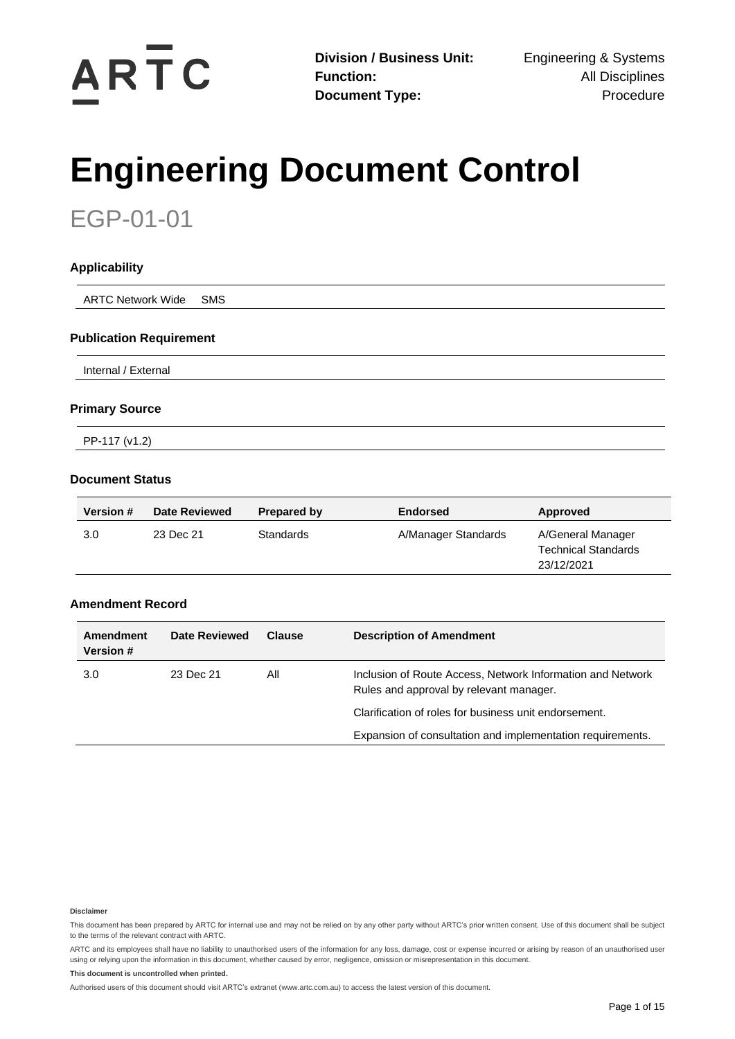ARTC

**Division / Business Unit:** Engineering & Systems
**Function:** All Disciplines
**Document Type:** Procedure

# Engineering Document Control

## EGP-01-01

### Applicability

ARTC Network Wide SMS

### Publication Requirement

Internal / External

### Primary Source

PP-117 (v1.2)

### Document Status

| Version # | Date Reviewed | Prepared by | Endorsed | Approved |
|---|---|---|---|---|
| 3.0 | 23 Dec 21 | Standards | A/Manager Standards | A/General Manager Technical Standards 23/12/2021 |

### Amendment Record

| Amendment Version # | Date Reviewed | Clause | Description of Amendment |
|---|---|---|---|
| 3.0 | 23 Dec 21 | All | Inclusion of Route Access, Network Information and Network Rules and approval by relevant manager. |
| | | | Clarification of roles for business unit endorsement. |
| | | | Expansion of consultation and implementation requirements. |

**Disclaimer**

This document has been prepared by ARTC for internal use and may not be relied on by any other party without ARTC's prior written consent. Use of this document shall be subject to the terms of the relevant contract with ARTC.

ARTC and its employees shall have no liability to unauthorised users of the information for any loss, damage, cost or expense incurred or arising by reason of an unauthorised user using or relying upon the information in this document, whether caused by error, negligence, omission or misrepresentation in this document.

**This document is uncontrolled when printed.**

Authorised users of this document should visit ARTC's extranet (www.artc.com.au) to access the latest version of this document.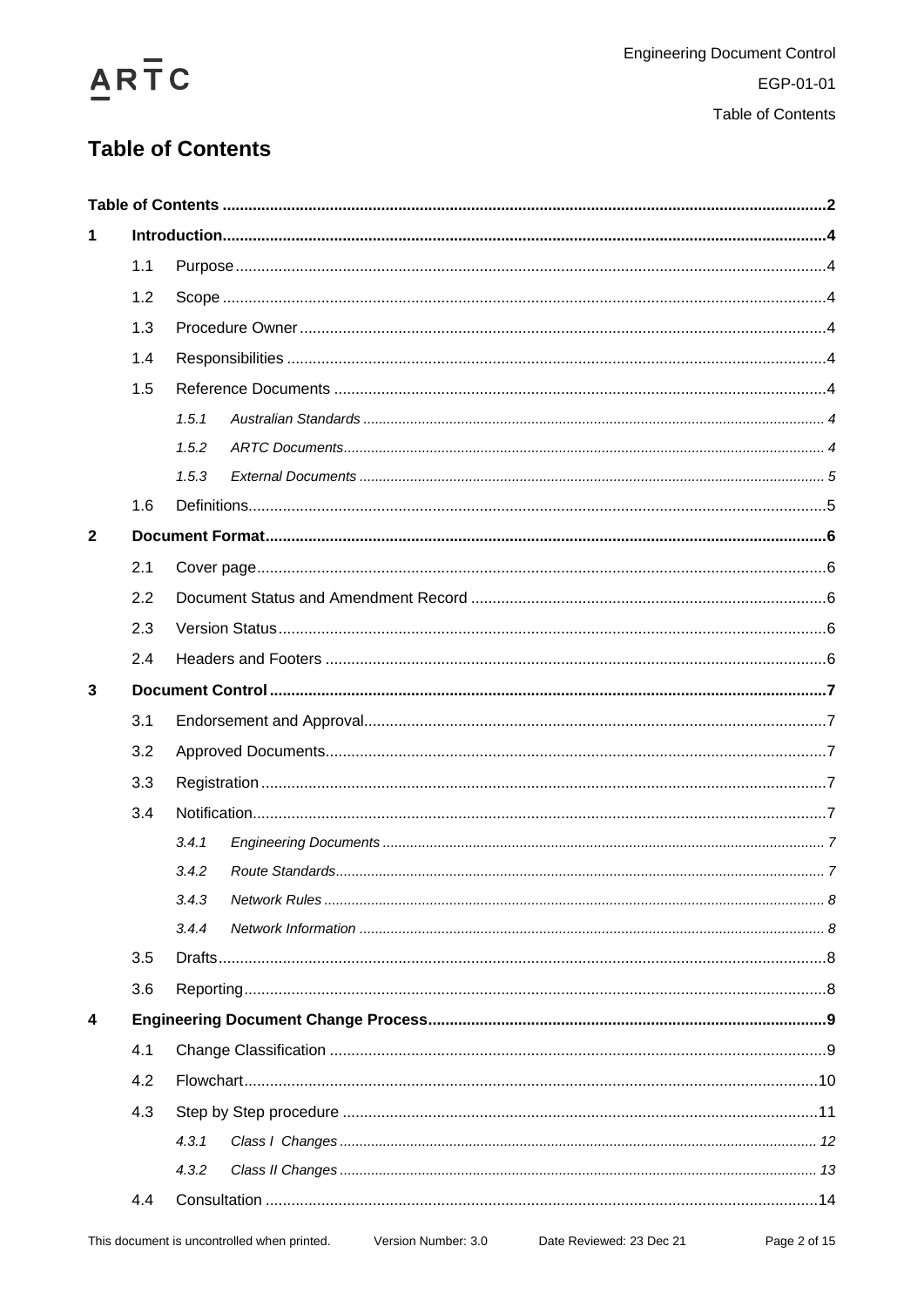# Table of Contents

**Table of Contents** 2

**1 Introduction** 4

- 1.1 Purpose 4
- 1.2 Scope 4
- 1.3 Procedure Owner 4
- 1.4 Responsibilities 4
- 1.5 Reference Documents 4
  - *1.5.1 Australian Standards* 4
  - *1.5.2 ARTC Documents* 4
  - *1.5.3 External Documents* 5
- 1.6 Definitions 5

**2 Document Format** 6

- 2.1 Cover page 6
- 2.2 Document Status and Amendment Record 6
- 2.3 Version Status 6
- 2.4 Headers and Footers 6

**3 Document Control** 7

- 3.1 Endorsement and Approval 7
- 3.2 Approved Documents 7
- 3.3 Registration 7
- 3.4 Notification 7
  - *3.4.1 Engineering Documents* 7
  - *3.4.2 Route Standards* 7
  - *3.4.3 Network Rules* 8
  - *3.4.4 Network Information* 8
- 3.5 Drafts 8
- 3.6 Reporting 8

**4 Engineering Document Change Process** 9

- 4.1 Change Classification 9
- 4.2 Flowchart 10
- 4.3 Step by Step procedure 11
  - *4.3.1 Class I Changes* 12
  - *4.3.2 Class II Changes* 13
- 4.4 Consultation 14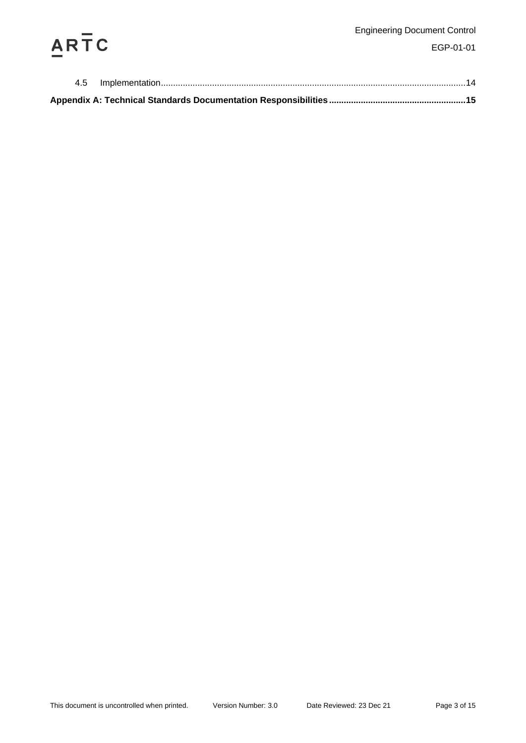4.5 Implementation ........................................................................................................................... 14

**Appendix A: Technical Standards Documentation Responsibilities ....................................................... 15**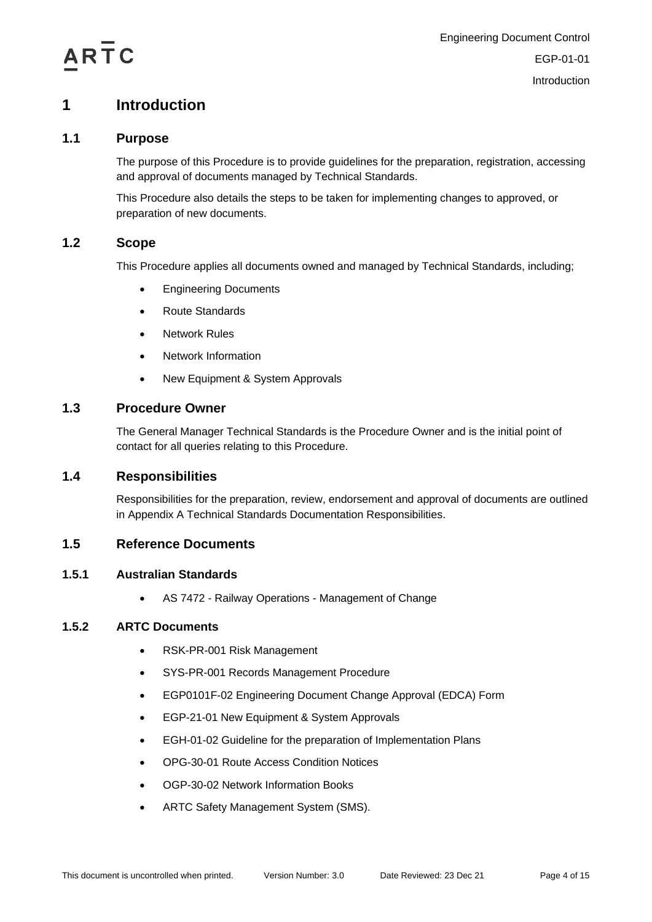# 1 Introduction

## 1.1 Purpose

The purpose of this Procedure is to provide guidelines for the preparation, registration, accessing and approval of documents managed by Technical Standards.

This Procedure also details the steps to be taken for implementing changes to approved, or preparation of new documents.

## 1.2 Scope

This Procedure applies all documents owned and managed by Technical Standards, including;

- Engineering Documents
- Route Standards
- Network Rules
- Network Information
- New Equipment & System Approvals

## 1.3 Procedure Owner

The General Manager Technical Standards is the Procedure Owner and is the initial point of contact for all queries relating to this Procedure.

## 1.4 Responsibilities

Responsibilities for the preparation, review, endorsement and approval of documents are outlined in Appendix A Technical Standards Documentation Responsibilities.

## 1.5 Reference Documents

### 1.5.1 Australian Standards

- AS 7472 - Railway Operations - Management of Change

### 1.5.2 ARTC Documents

- RSK-PR-001 Risk Management
- SYS-PR-001 Records Management Procedure
- EGP0101F-02 Engineering Document Change Approval (EDCA) Form
- EGP-21-01 New Equipment & System Approvals
- EGH-01-02 Guideline for the preparation of Implementation Plans
- OPG-30-01 Route Access Condition Notices
- OGP-30-02 Network Information Books
- ARTC Safety Management System (SMS).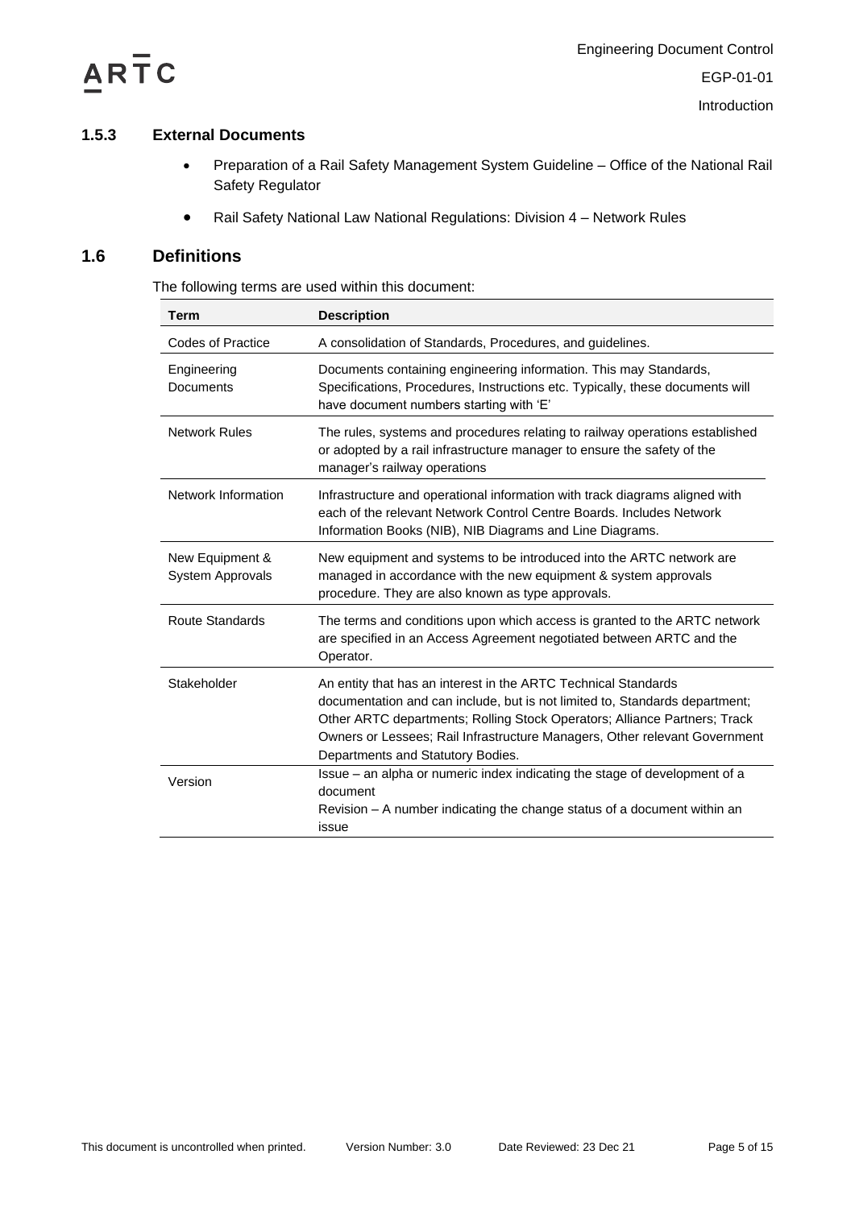### 1.5.3 External Documents

- Preparation of a Rail Safety Management System Guideline – Office of the National Rail Safety Regulator
- Rail Safety National Law National Regulations: Division 4 – Network Rules

## 1.6 Definitions

The following terms are used within this document:

| Term | Description |
|---|---|
| Codes of Practice | A consolidation of Standards, Procedures, and guidelines. |
| Engineering Documents | Documents containing engineering information. This may Standards, Specifications, Procedures, Instructions etc. Typically, these documents will have document numbers starting with 'E' |
| Network Rules | The rules, systems and procedures relating to railway operations established or adopted by a rail infrastructure manager to ensure the safety of the manager's railway operations |
| Network Information | Infrastructure and operational information with track diagrams aligned with each of the relevant Network Control Centre Boards. Includes Network Information Books (NIB), NIB Diagrams and Line Diagrams. |
| New Equipment & System Approvals | New equipment and systems to be introduced into the ARTC network are managed in accordance with the new equipment & system approvals procedure. They are also known as type approvals. |
| Route Standards | The terms and conditions upon which access is granted to the ARTC network are specified in an Access Agreement negotiated between ARTC and the Operator. |
| Stakeholder | An entity that has an interest in the ARTC Technical Standards documentation and can include, but is not limited to, Standards department; Other ARTC departments; Rolling Stock Operators; Alliance Partners; Track Owners or Lessees; Rail Infrastructure Managers, Other relevant Government Departments and Statutory Bodies. |
| Version | Issue – an alpha or numeric index indicating the stage of development of a document<br>Revision – A number indicating the change status of a document within an issue |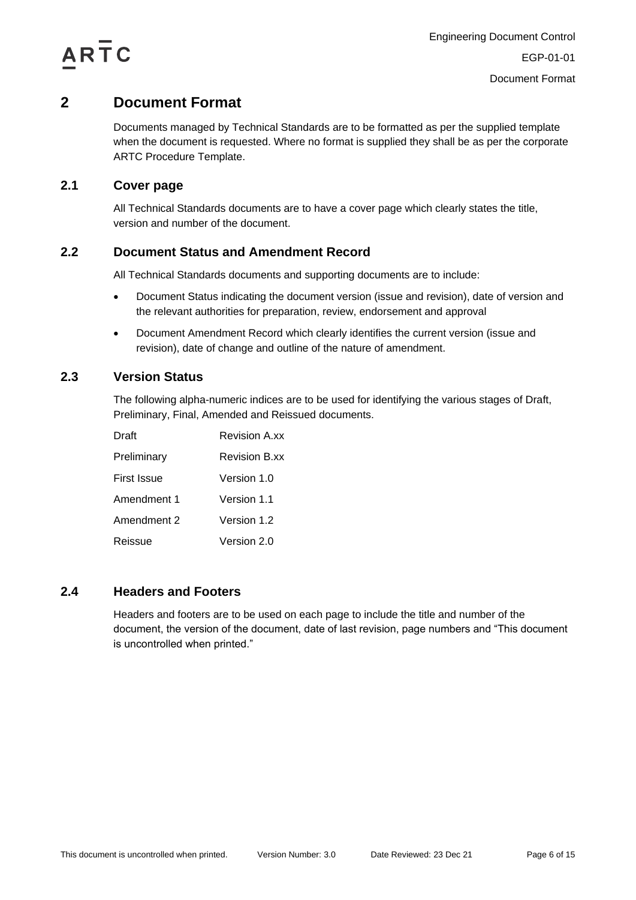# 2 Document Format

Documents managed by Technical Standards are to be formatted as per the supplied template when the document is requested. Where no format is supplied they shall be as per the corporate ARTC Procedure Template.

## 2.1 Cover page

All Technical Standards documents are to have a cover page which clearly states the title, version and number of the document.

## 2.2 Document Status and Amendment Record

All Technical Standards documents and supporting documents are to include:

- Document Status indicating the document version (issue and revision), date of version and the relevant authorities for preparation, review, endorsement and approval
- Document Amendment Record which clearly identifies the current version (issue and revision), date of change and outline of the nature of amendment.

## 2.3 Version Status

The following alpha-numeric indices are to be used for identifying the various stages of Draft, Preliminary, Final, Amended and Reissued documents.

| | |
|---|---|
| Draft | Revision A.xx |
| Preliminary | Revision B.xx |
| First Issue | Version 1.0 |
| Amendment 1 | Version 1.1 |
| Amendment 2 | Version 1.2 |
| Reissue | Version 2.0 |

## 2.4 Headers and Footers

Headers and footers are to be used on each page to include the title and number of the document, the version of the document, date of last revision, page numbers and "This document is uncontrolled when printed."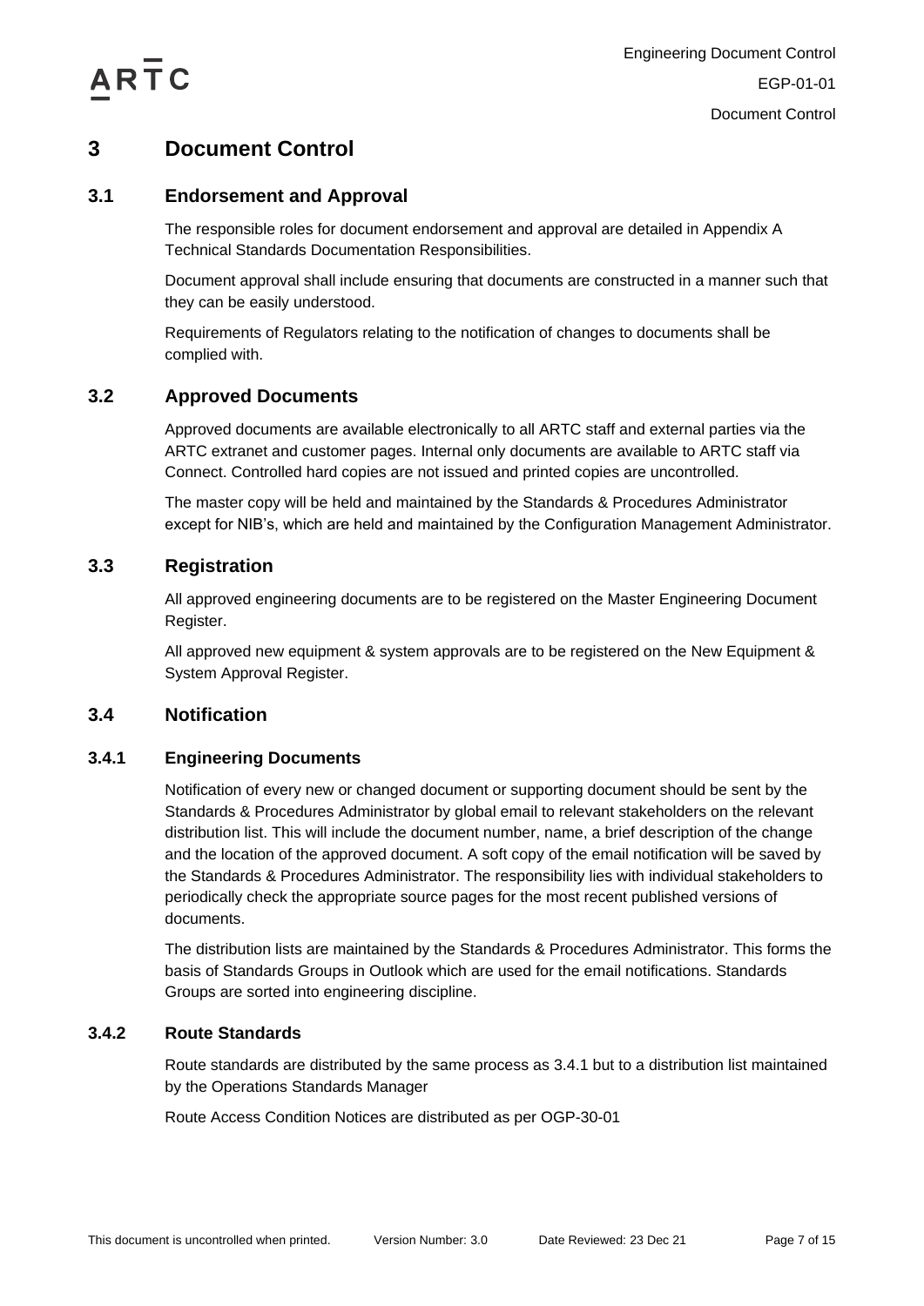# 3 Document Control

## 3.1 Endorsement and Approval

The responsible roles for document endorsement and approval are detailed in Appendix A Technical Standards Documentation Responsibilities.

Document approval shall include ensuring that documents are constructed in a manner such that they can be easily understood.

Requirements of Regulators relating to the notification of changes to documents shall be complied with.

## 3.2 Approved Documents

Approved documents are available electronically to all ARTC staff and external parties via the ARTC extranet and customer pages. Internal only documents are available to ARTC staff via Connect. Controlled hard copies are not issued and printed copies are uncontrolled.

The master copy will be held and maintained by the Standards & Procedures Administrator except for NIB's, which are held and maintained by the Configuration Management Administrator.

## 3.3 Registration

All approved engineering documents are to be registered on the Master Engineering Document Register.

All approved new equipment & system approvals are to be registered on the New Equipment & System Approval Register.

## 3.4 Notification

### 3.4.1 Engineering Documents

Notification of every new or changed document or supporting document should be sent by the Standards & Procedures Administrator by global email to relevant stakeholders on the relevant distribution list. This will include the document number, name, a brief description of the change and the location of the approved document. A soft copy of the email notification will be saved by the Standards & Procedures Administrator. The responsibility lies with individual stakeholders to periodically check the appropriate source pages for the most recent published versions of documents.

The distribution lists are maintained by the Standards & Procedures Administrator. This forms the basis of Standards Groups in Outlook which are used for the email notifications. Standards Groups are sorted into engineering discipline.

### 3.4.2 Route Standards

Route standards are distributed by the same process as 3.4.1 but to a distribution list maintained by the Operations Standards Manager

Route Access Condition Notices are distributed as per OGP-30-01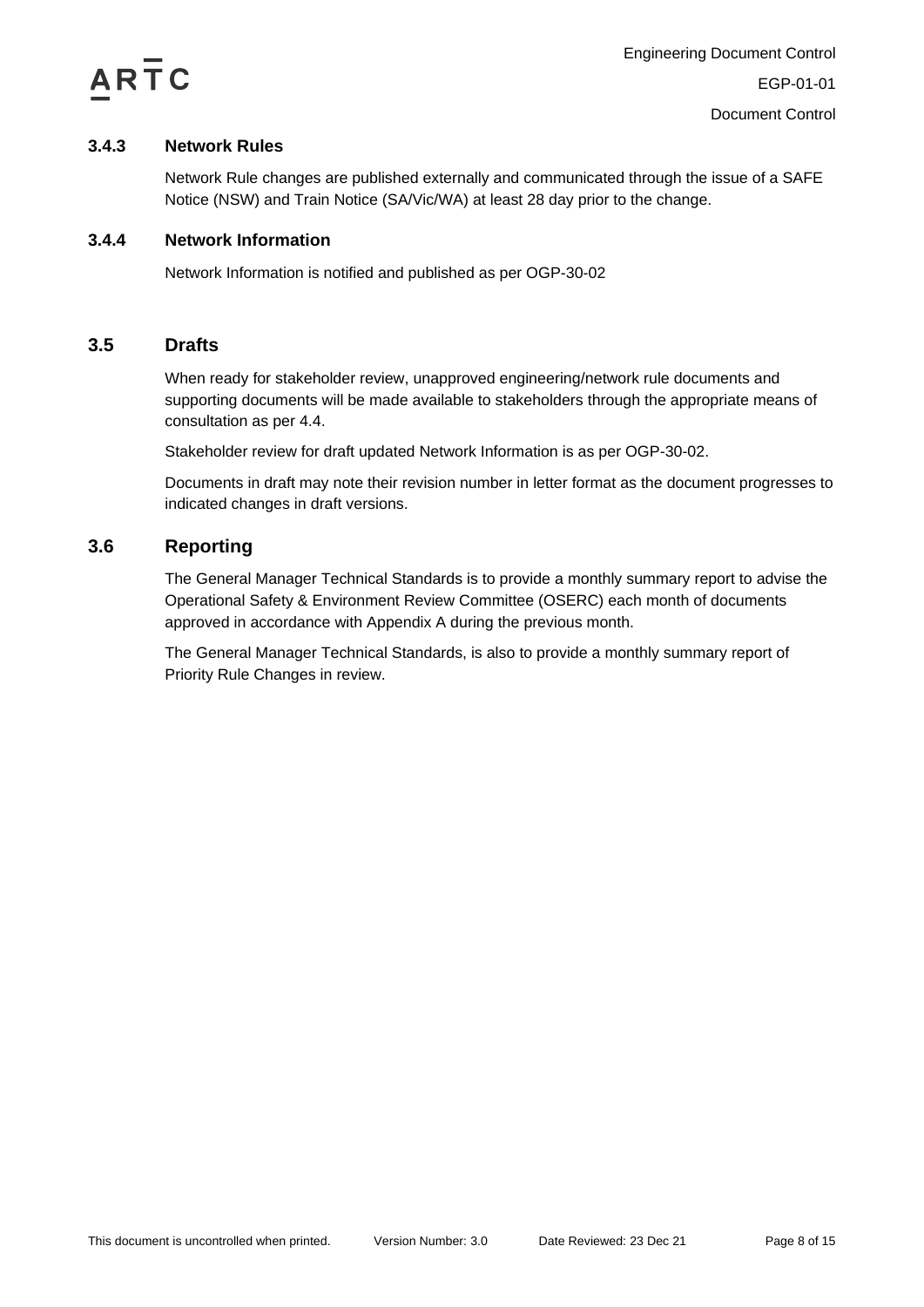### 3.4.3 Network Rules

Network Rule changes are published externally and communicated through the issue of a SAFE Notice (NSW) and Train Notice (SA/Vic/WA) at least 28 day prior to the change.

### 3.4.4 Network Information

Network Information is notified and published as per OGP-30-02

## 3.5 Drafts

When ready for stakeholder review, unapproved engineering/network rule documents and supporting documents will be made available to stakeholders through the appropriate means of consultation as per 4.4.

Stakeholder review for draft updated Network Information is as per OGP-30-02.

Documents in draft may note their revision number in letter format as the document progresses to indicated changes in draft versions.

## 3.6 Reporting

The General Manager Technical Standards is to provide a monthly summary report to advise the Operational Safety & Environment Review Committee (OSERC) each month of documents approved in accordance with Appendix A during the previous month.

The General Manager Technical Standards, is also to provide a monthly summary report of Priority Rule Changes in review.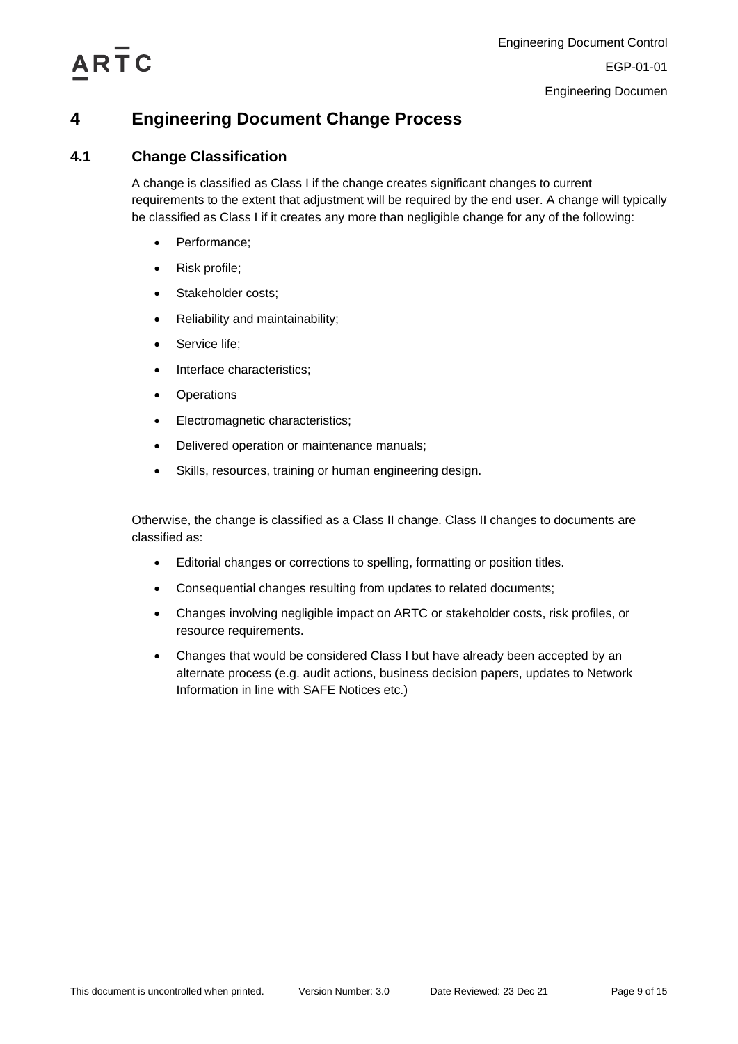# 4 Engineering Document Change Process

## 4.1 Change Classification

A change is classified as Class I if the change creates significant changes to current requirements to the extent that adjustment will be required by the end user. A change will typically be classified as Class I if it creates any more than negligible change for any of the following:

- Performance;
- Risk profile;
- Stakeholder costs;
- Reliability and maintainability;
- Service life;
- Interface characteristics;
- Operations
- Electromagnetic characteristics;
- Delivered operation or maintenance manuals;
- Skills, resources, training or human engineering design.

Otherwise, the change is classified as a Class II change. Class II changes to documents are classified as:

- Editorial changes or corrections to spelling, formatting or position titles.
- Consequential changes resulting from updates to related documents;
- Changes involving negligible impact on ARTC or stakeholder costs, risk profiles, or resource requirements.
- Changes that would be considered Class I but have already been accepted by an alternate process (e.g. audit actions, business decision papers, updates to Network Information in line with SAFE Notices etc.)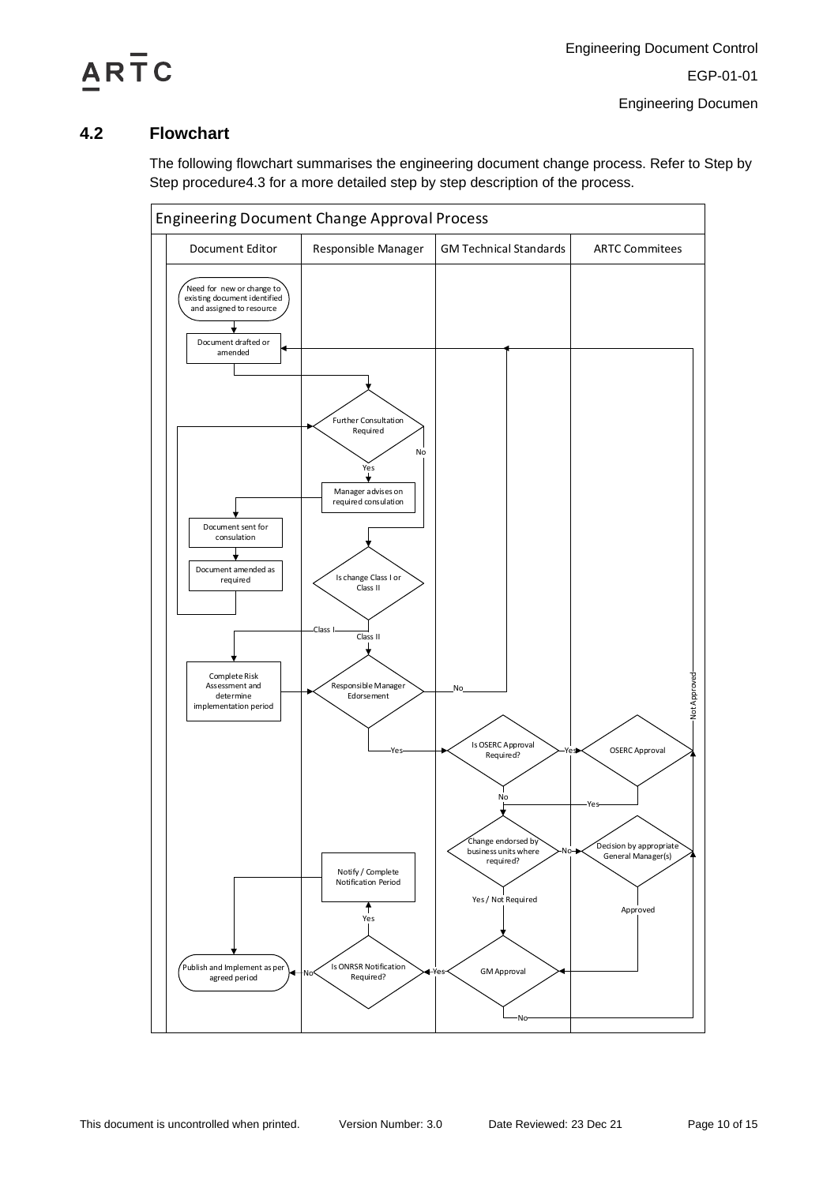## 4.2 Flowchart

The following flowchart summarises the engineering document change process. Refer to Step by Step procedure4.3 for a more detailed step by step description of the process.

**Engineering Document Change Approval Process**

| Document Editor | Responsible Manager | GM Technical Standards | ARTC Commitees |
| --- | --- | --- | --- |

- Need for new or change to existing document identified and assigned to resource
- Document drafted or amended
- Further Consultation Required
  - Yes → Manager advises on required consulation → Document sent for consulation → Document amended as required → Further Consultation Required
  - No → Is change Class I or Class II
- Is change Class I or Class II
  - Class I → Complete Risk Assessment and determine implementation period → Responsible Manager Edorsement
  - Class II → Responsible Manager Edorsement
- Responsible Manager Edorsement
  - No → Document drafted or amended
  - Yes → Is OSERC Approval Required?
- Is OSERC Approval Required?
  - Yes → OSERC Approval
    - Yes → Change endorsed by business units where required?
    - Not Approved → Document drafted or amended
  - No → Change endorsed by business units where required?
- Change endorsed by business units where required?
  - No → Decision by appropriate General Manager(s)
    - Approved → GM Approval
    - Not Approved → Document drafted or amended
  - Yes / Not Required → GM Approval
- GM Approval
  - Yes → Is ONRSR Notification Required?
  - No → Document drafted or amended
- Is ONRSR Notification Required?
  - Yes → Notify / Complete Notification Period → Publish and Implement as per agreed period
  - No → Publish and Implement as per agreed period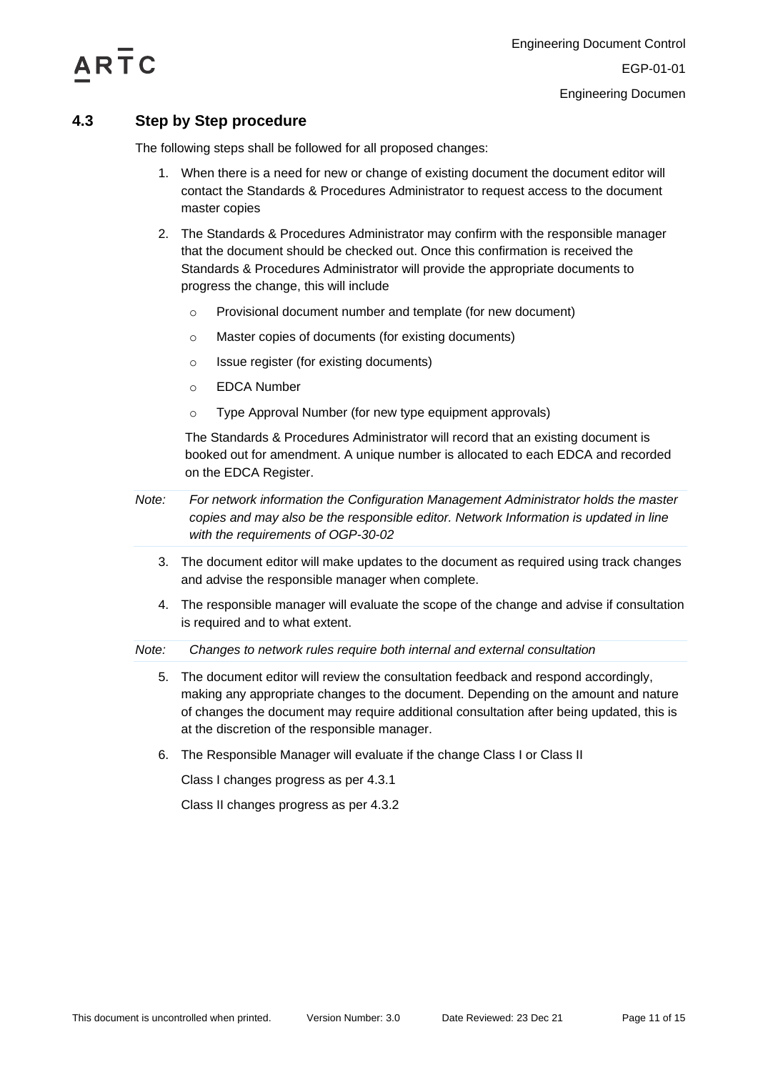### 4.3 Step by Step procedure

The following steps shall be followed for all proposed changes:

1. When there is a need for new or change of existing document the document editor will contact the Standards & Procedures Administrator to request access to the document master copies

2. The Standards & Procedures Administrator may confirm with the responsible manager that the document should be checked out. Once this confirmation is received the Standards & Procedures Administrator will provide the appropriate documents to progress the change, this will include

   - Provisional document number and template (for new document)
   - Master copies of documents (for existing documents)
   - Issue register (for existing documents)
   - EDCA Number
   - Type Approval Number (for new type equipment approvals)

   The Standards & Procedures Administrator will record that an existing document is booked out for amendment. A unique number is allocated to each EDCA and recorded on the EDCA Register.

*Note: For network information the Configuration Management Administrator holds the master copies and may also be the responsible editor. Network Information is updated in line with the requirements of OGP-30-02*

3. The document editor will make updates to the document as required using track changes and advise the responsible manager when complete.

4. The responsible manager will evaluate the scope of the change and advise if consultation is required and to what extent.

*Note: Changes to network rules require both internal and external consultation*

5. The document editor will review the consultation feedback and respond accordingly, making any appropriate changes to the document. Depending on the amount and nature of changes the document may require additional consultation after being updated, this is at the discretion of the responsible manager.

6. The Responsible Manager will evaluate if the change Class I or Class II

   Class I changes progress as per 4.3.1

   Class II changes progress as per 4.3.2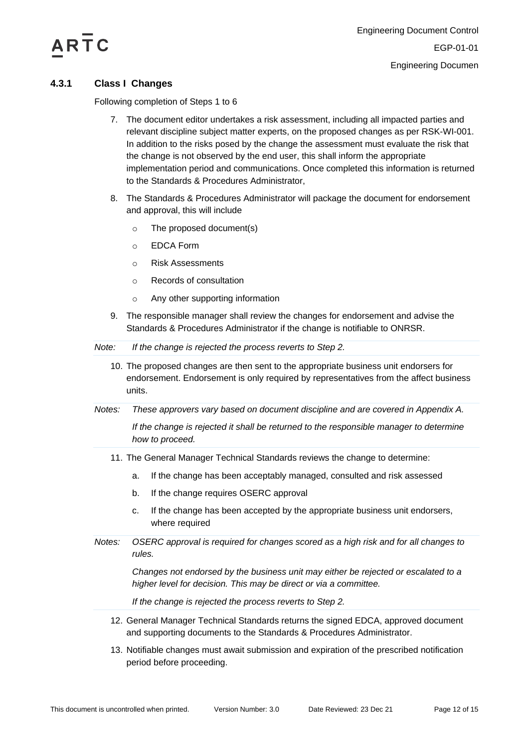### 4.3.1 Class I Changes

Following completion of Steps 1 to 6

7. The document editor undertakes a risk assessment, including all impacted parties and relevant discipline subject matter experts, on the proposed changes as per RSK-WI-001. In addition to the risks posed by the change the assessment must evaluate the risk that the change is not observed by the end user, this shall inform the appropriate implementation period and communications. Once completed this information is returned to the Standards & Procedures Administrator,
8. The Standards & Procedures Administrator will package the document for endorsement and approval, this will include
   - The proposed document(s)
   - EDCA Form
   - Risk Assessments
   - Records of consultation
   - Any other supporting information
9. The responsible manager shall review the changes for endorsement and advise the Standards & Procedures Administrator if the change is notifiable to ONRSR.

*Note: If the change is rejected the process reverts to Step 2.*

10. The proposed changes are then sent to the appropriate business unit endorsers for endorsement. Endorsement is only required by representatives from the affect business units.

*Notes: These approvers vary based on document discipline and are covered in Appendix A.*

*If the change is rejected it shall be returned to the responsible manager to determine how to proceed.*

11. The General Manager Technical Standards reviews the change to determine:
    a. If the change has been acceptably managed, consulted and risk assessed
    b. If the change requires OSERC approval
    c. If the change has been accepted by the appropriate business unit endorsers, where required

*Notes: OSERC approval is required for changes scored as a high risk and for all changes to rules.*

*Changes not endorsed by the business unit may either be rejected or escalated to a higher level for decision. This may be direct or via a committee.*

*If the change is rejected the process reverts to Step 2.*

12. General Manager Technical Standards returns the signed EDCA, approved document and supporting documents to the Standards & Procedures Administrator.
13. Notifiable changes must await submission and expiration of the prescribed notification period before proceeding.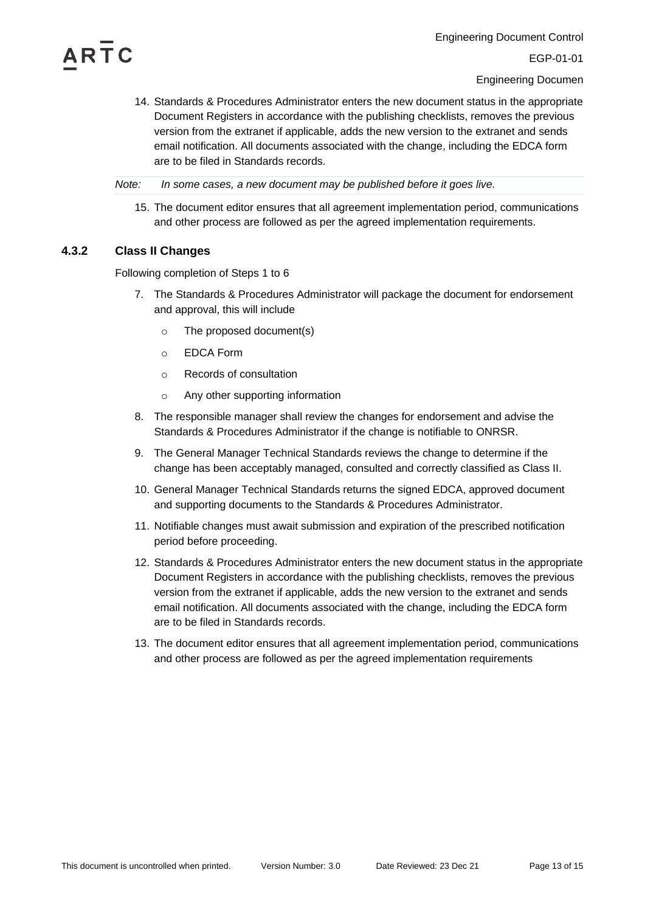14. Standards & Procedures Administrator enters the new document status in the appropriate Document Registers in accordance with the publishing checklists, removes the previous version from the extranet if applicable, adds the new version to the extranet and sends email notification. All documents associated with the change, including the EDCA form are to be filed in Standards records.

*Note: In some cases, a new document may be published before it goes live.*

15. The document editor ensures that all agreement implementation period, communications and other process are followed as per the agreed implementation requirements.

### 4.3.2 Class II Changes

Following completion of Steps 1 to 6

7. The Standards & Procedures Administrator will package the document for endorsement and approval, this will include
   - The proposed document(s)
   - EDCA Form
   - Records of consultation
   - Any other supporting information
8. The responsible manager shall review the changes for endorsement and advise the Standards & Procedures Administrator if the change is notifiable to ONRSR.
9. The General Manager Technical Standards reviews the change to determine if the change has been acceptably managed, consulted and correctly classified as Class II.
10. General Manager Technical Standards returns the signed EDCA, approved document and supporting documents to the Standards & Procedures Administrator.
11. Notifiable changes must await submission and expiration of the prescribed notification period before proceeding.
12. Standards & Procedures Administrator enters the new document status in the appropriate Document Registers in accordance with the publishing checklists, removes the previous version from the extranet if applicable, adds the new version to the extranet and sends email notification. All documents associated with the change, including the EDCA form are to be filed in Standards records.
13. The document editor ensures that all agreement implementation period, communications and other process are followed as per the agreed implementation requirements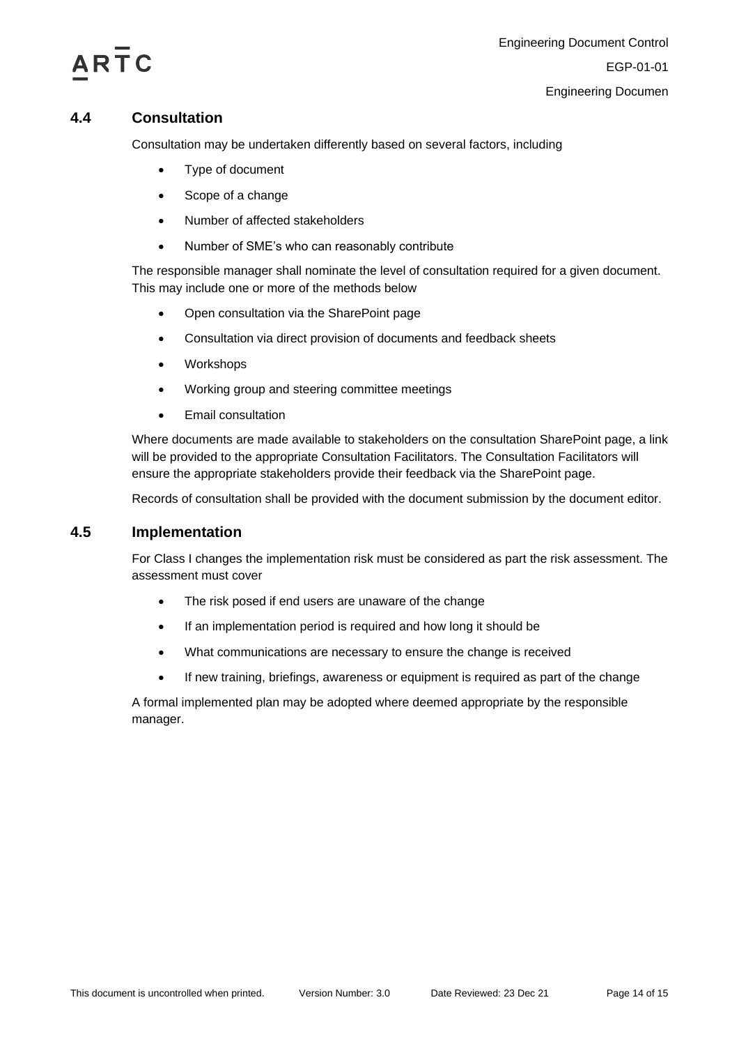## 4.4 Consultation

Consultation may be undertaken differently based on several factors, including

- Type of document
- Scope of a change
- Number of affected stakeholders
- Number of SME's who can reasonably contribute

The responsible manager shall nominate the level of consultation required for a given document. This may include one or more of the methods below

- Open consultation via the SharePoint page
- Consultation via direct provision of documents and feedback sheets
- Workshops
- Working group and steering committee meetings
- Email consultation

Where documents are made available to stakeholders on the consultation SharePoint page, a link will be provided to the appropriate Consultation Facilitators. The Consultation Facilitators will ensure the appropriate stakeholders provide their feedback via the SharePoint page.

Records of consultation shall be provided with the document submission by the document editor.

## 4.5 Implementation

For Class I changes the implementation risk must be considered as part the risk assessment. The assessment must cover

- The risk posed if end users are unaware of the change
- If an implementation period is required and how long it should be
- What communications are necessary to ensure the change is received
- If new training, briefings, awareness or equipment is required as part of the change

A formal implemented plan may be adopted where deemed appropriate by the responsible manager.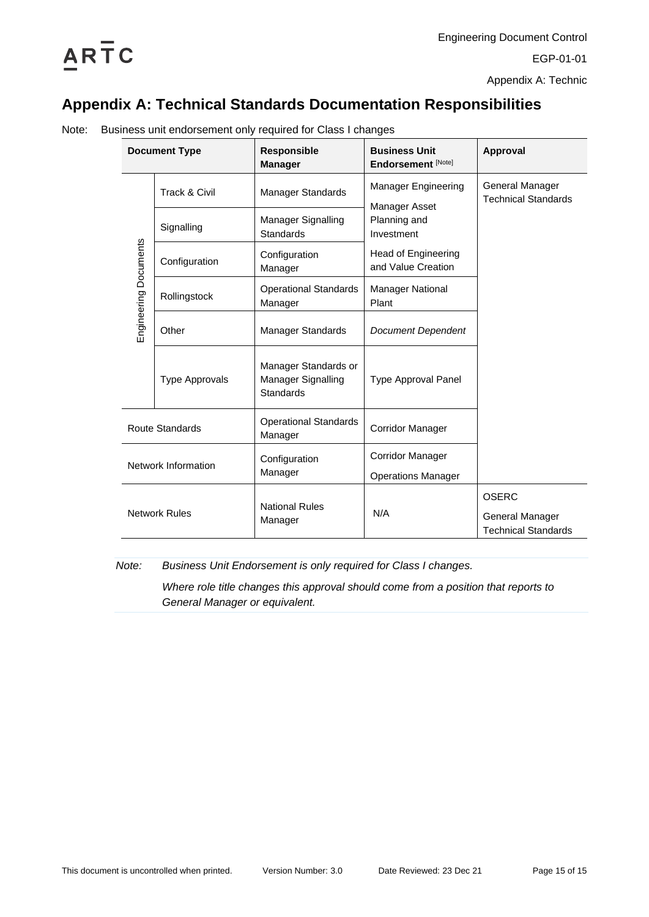# Appendix A: Technical Standards Documentation Responsibilities

Note: Business unit endorsement only required for Class I changes

| Document Type | | Responsible Manager | Business Unit Endorsement [Note] | Approval |
|---|---|---|---|---|
| Engineering Documents | Track & Civil | Manager Standards | Manager Engineering | General Manager Technical Standards |
| | Signalling | Manager Signalling Standards | Manager Asset Planning and Investment | |
| | Configuration | Configuration Manager | Head of Engineering and Value Creation | |
| | Rollingstock | Operational Standards Manager | Manager National Plant | |
| | Other | Manager Standards | *Document Dependent* | |
| | Type Approvals | Manager Standards or Manager Signalling Standards | Type Approval Panel | |
| Route Standards | | Operational Standards Manager | Corridor Manager | |
| Network Information | | Configuration Manager | Corridor Manager<br>Operations Manager | |
| Network Rules | | National Rules Manager | N/A | OSERC<br>General Manager Technical Standards |

*Note: Business Unit Endorsement is only required for Class I changes.*

*Where role title changes this approval should come from a position that reports to General Manager or equivalent.*